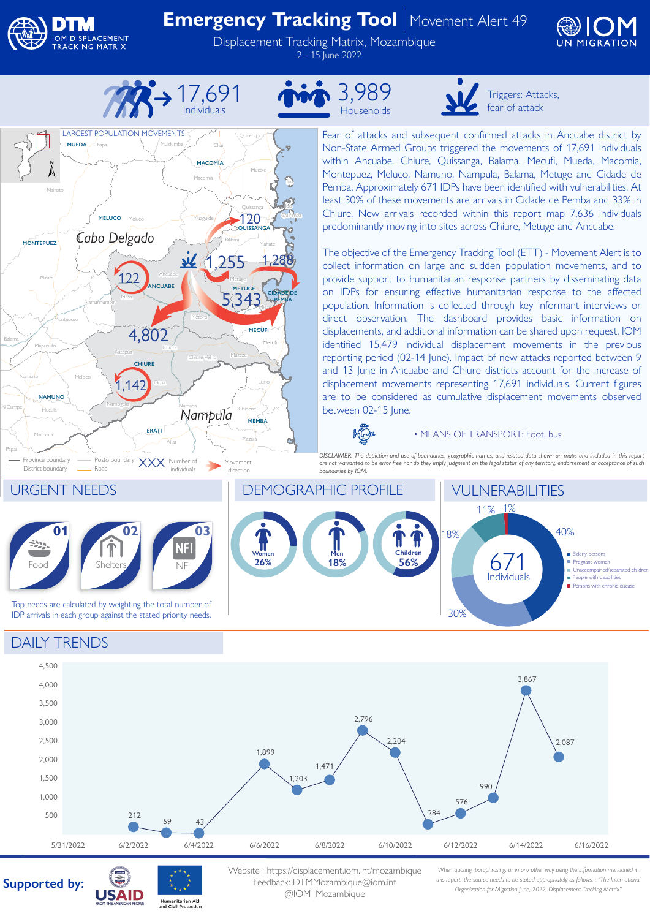# Emergency Tracking Tool | Movement Alert 49

Displacement Tracking Matrix, Mozambique

2 - 15 June 2022

**17,691** Individuals

**3,989** Households

Triggers: Attacks, fear of attack

## LARGEST POPULATION MOVEMENTS

Fear of attacks and subsequent confirmed attacks in Ancuabe district by Non-State Armed Groups triggered the movements of 17,691 individuals within Ancuabe, Chiure, Quissanga, Balama, Mecufi, Mueda, Macomia, Montepuez, Meluco, Namuno, Nampula, Balama, Metuge and Cidade de Pemba. Approximately 671 IDPs have been identified with vulnerabilities. At least 30% of these movements are arrivals in Cidade de Pemba and 33% in Chiure. New arrivals recorded within this report map 7,636 individuals predominantly moving into sites across Chiure, Metuge and Ancuabe.

The objective of the Emergency Tracking Tool (ETT) - Movement Alert is to collect information on large and sudden population movements, and to provide support to humanitarian response partners by disseminating data on IDPs for ensuring effective humanitarian response to the affected population. Information is collected through key informant interviews or direct observation. The dashboard provides basic information on displacements, and additional information can be shared upon request. IOM identified 15,479 individual displacement movements in the previous reporting period (02-14 June). Impact of new attacks reported between 9 and 13 June in Ancuabe and Chiure districts account for the increase of displacement movements representing 17,691 individuals. Current figures are to be considered as cumulative displacement movements observed between 02-15 June.

• MEANS OF TRANSPORT: Foot, bus

*DISCLAIMER: The depiction and use of boundaries, geographic names, and related data shown on maps and included in this report are not warranted to be error free nor do they imply judgment on the legal status of any territory, endorsement or acceptance of such boundaries by IOM.*

## URGENT NEEDS

01 Food

02 Shelters

03 NFI

Top needs are calculated by weighting the total number of IDP arrivals in each group against the stated priority needs.

## DEMOGRAPHIC PROFILE

| Women | Men | Children |
|---|---|---|
| 26% | 18% | 56% |

## VULNERABILITIES

671 Individuals

| Category | % |
|---|---|
| Elderly persons | 40% |
| Pregnant women | 30% |
| Unaccompanied/separated children | 18% |
| People with disabilities | 11% |
| Persons with chronic disease | 1% |

## DAILY TRENDS

| Date | Individuals |
|---|---|
| 6/2/2022 | 212 |
| 6/3/2022 | 59 |
| 6/4/2022 | 43 |
| 6/6/2022 | 1,899 |
| 6/7/2022 | 1,203 |
| 6/8/2022 | 1,471 |
| 6/9/2022 | 2,796 |
| 6/10/2022 | 2,204 |
| 6/11/2022 | 284 |
| 6/12/2022 | 576 |
| 6/13/2022 | 990 |
| 6/14/2022 | 3,867 |
| 6/15/2022 | 2,087 |

**Supported by:** USAID, Humanitarian Aid and Civil Protection

Website : https://displacement.iom.int/mozambique
Feedback: DTMMozambique@iom.int
@IOM_Mozambique

*When quoting, paraphrasing, or in any other way using the information mentioned in this report, the source needs to be stated appropriately as follows: : "The International Organization for Migration June, 2022, Displacement Tracking Matrix"*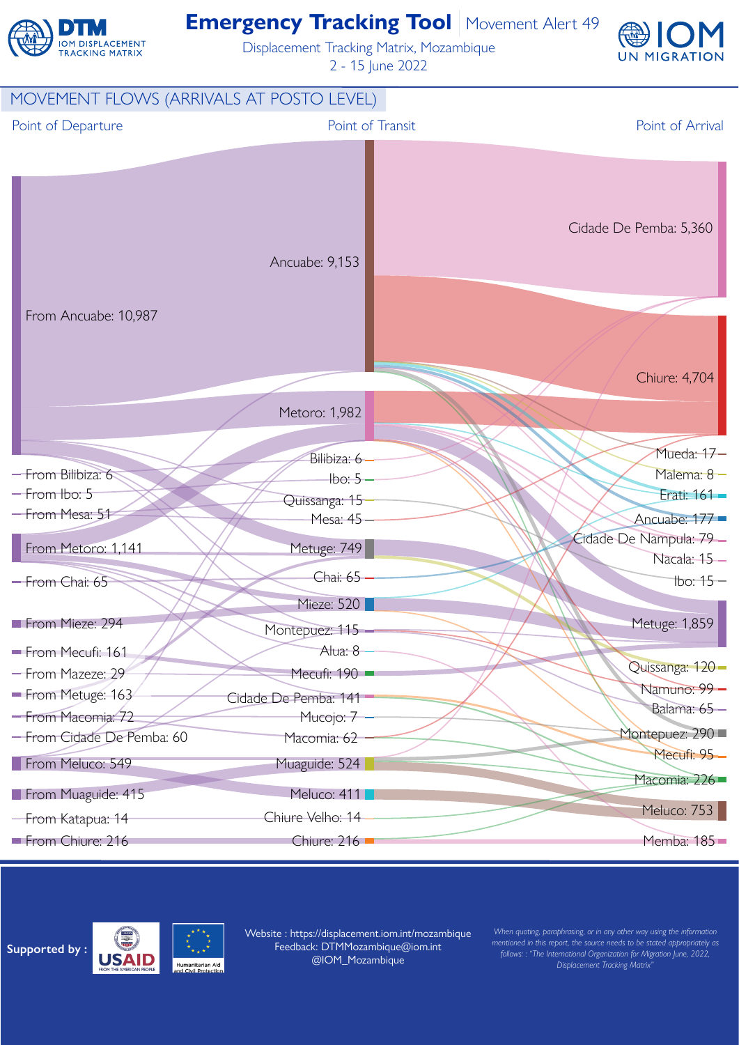# Emergency Tracking Tool | Movement Alert 49

Displacement Tracking Matrix, Mozambique

2 - 15 June 2022

## MOVEMENT FLOWS (ARRIVALS AT POSTO LEVEL)

Point of Departure

From Ancuabe: 10,987
From Bilibiza: 6
From Ibo: 5
From Mesa: 51
From Metoro: 1,141
From Chai: 65
From Mieze: 294
From Mecufi: 161
From Mazeze: 29
From Metuge: 163
From Macomia: 72
From Cidade De Pemba: 60
From Meluco: 549
From Muaguide: 415
From Katapua: 14
From Chiure: 216

Point of Transit

Ancuabe: 9,153
Metoro: 1,982
Bilibiza: 6
Ibo: 5
Quissanga: 15
Mesa: 45
Metuge: 749
Chai: 65
Mieze: 520
Montepuez: 115
Alua: 8
Mecufi: 190
Cidade De Pemba: 141
Mucojo: 7
Macomia: 62
Muaguide: 524
Meluco: 411
Chiure Velho: 14
Chiure: 216

Point of Arrival

Cidade De Pemba: 5,360
Chiure: 4,704
Mueda: 17
Malema: 8
Erati: 161
Ancuabe: 177
Cidade De Nampula: 79
Nacala: 15
Ibo: 15
Metuge: 1,859
Quissanga: 120
Namuno: 99
Balama: 65
Montepuez: 290
Mecufi: 95
Macomia: 226
Meluco: 753
Memba: 185

**Supported by :** USAID FROM THE AMERICAN PEOPLE; Humanitarian Aid and Civil Protection

Website : https://displacement.iom.int/mozambique
Feedback: DTMMozambique@iom.int
@IOM_Mozambique

*When quoting, paraphrasing, or in any other way using the information mentioned in this report, the source needs to be stated appropriately as follows: : "The International Organization for Migration June, 2022, Displacement Tracking Matrix"*